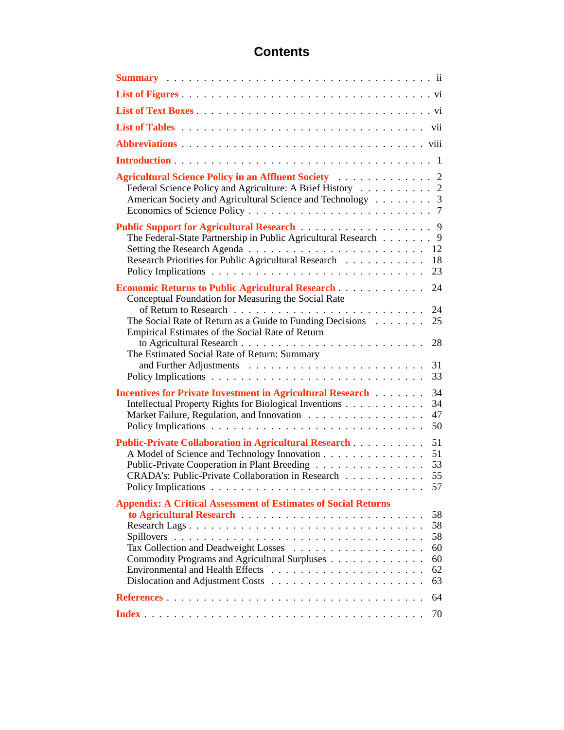# Contents

| | |
|---|---|
| **Summary** | ii |
| **List of Figures** | vi |
| **List of Text Boxes** | vi |
| **List of Tables** | vii |
| **Abbreviations** | viii |
| **Introduction** | 1 |
| **Agricultural Science Policy in an Affluent Society** | 2 |
| Federal Science Policy and Agriculture: A Brief History | 2 |
| American Society and Agricultural Science and Technology | 3 |
| Economics of Science Policy | 7 |
| **Public Support for Agricultural Research** | 9 |
| The Federal-State Partnership in Public Agricultural Research | 9 |
| Setting the Research Agenda | 12 |
| Research Priorities for Public Agricultural Research | 18 |
| Policy Implications | 23 |
| **Economic Returns to Public Agricultural Research** | 24 |
| Conceptual Foundation for Measuring the Social Rate of Return to Research | 24 |
| The Social Rate of Return as a Guide to Funding Decisions | 25 |
| Empirical Estimates of the Social Rate of Return to Agricultural Research | 28 |
| The Estimated Social Rate of Return: Summary and Further Adjustments | 31 |
| Policy Implications | 33 |
| **Incentives for Private Investment in Agricultural Research** | 34 |
| Intellectual Property Rights for Biological Inventions | 34 |
| Market Failure, Regulation, and Innovation | 47 |
| Policy Implications | 50 |
| **Public-Private Collaboration in Agricultural Research** | 51 |
| A Model of Science and Technology Innovation | 51 |
| Public-Private Cooperation in Plant Breeding | 53 |
| CRADA's: Public-Private Collaboration in Research | 55 |
| Policy Implications | 57 |
| **Appendix: A Critical Assessment of Estimates of Social Returns to Agricultural Research** | 58 |
| Research Lags | 58 |
| Spillovers | 58 |
| Tax Collection and Deadweight Losses | 60 |
| Commodity Programs and Agricultural Surpluses | 60 |
| Environmental and Health Effects | 62 |
| Dislocation and Adjustment Costs | 63 |
| **References** | 64 |
| **Index** | 70 |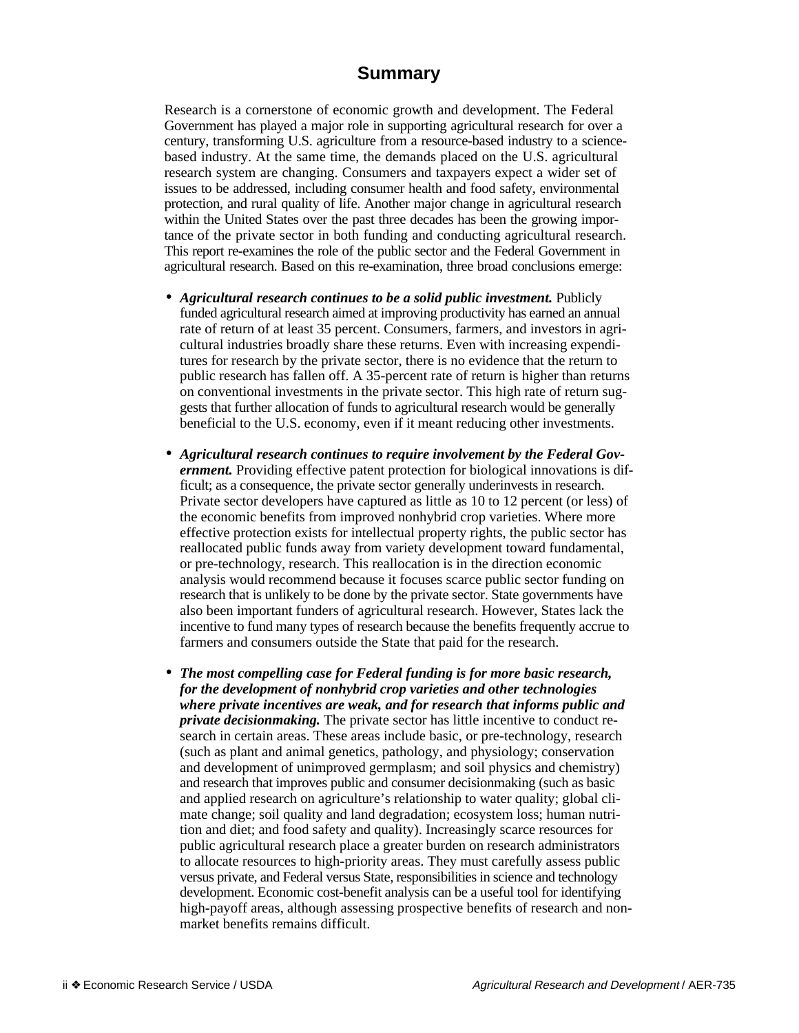# Summary

Research is a cornerstone of economic growth and development. The Federal Government has played a major role in supporting agricultural research for over a century, transforming U.S. agriculture from a resource-based industry to a science-based industry. At the same time, the demands placed on the U.S. agricultural research system are changing. Consumers and taxpayers expect a wider set of issues to be addressed, including consumer health and food safety, environmental protection, and rural quality of life. Another major change in agricultural research within the United States over the past three decades has been the growing importance of the private sector in both funding and conducting agricultural research. This report re-examines the role of the public sector and the Federal Government in agricultural research. Based on this re-examination, three broad conclusions emerge:

- ***Agricultural research continues to be a solid public investment.*** Publicly funded agricultural research aimed at improving productivity has earned an annual rate of return of at least 35 percent. Consumers, farmers, and investors in agricultural industries broadly share these returns. Even with increasing expenditures for research by the private sector, there is no evidence that the return to public research has fallen off. A 35-percent rate of return is higher than returns on conventional investments in the private sector. This high rate of return suggests that further allocation of funds to agricultural research would be generally beneficial to the U.S. economy, even if it meant reducing other investments.

- ***Agricultural research continues to require involvement by the Federal Government.*** Providing effective patent protection for biological innovations is difficult; as a consequence, the private sector generally underinvests in research. Private sector developers have captured as little as 10 to 12 percent (or less) of the economic benefits from improved nonhybrid crop varieties. Where more effective protection exists for intellectual property rights, the public sector has reallocated public funds away from variety development toward fundamental, or pre-technology, research. This reallocation is in the direction economic analysis would recommend because it focuses scarce public sector funding on research that is unlikely to be done by the private sector. State governments have also been important funders of agricultural research. However, States lack the incentive to fund many types of research because the benefits frequently accrue to farmers and consumers outside the State that paid for the research.

- ***The most compelling case for Federal funding is for more basic research, for the development of nonhybrid crop varieties and other technologies where private incentives are weak, and for research that informs public and private decisionmaking.*** The private sector has little incentive to conduct research in certain areas. These areas include basic, or pre-technology, research (such as plant and animal genetics, pathology, and physiology; conservation and development of unimproved germplasm; and soil physics and chemistry) and research that improves public and consumer decisionmaking (such as basic and applied research on agriculture's relationship to water quality; global climate change; soil quality and land degradation; ecosystem loss; human nutrition and diet; and food safety and quality). Increasingly scarce resources for public agricultural research place a greater burden on research administrators to allocate resources to high-priority areas. They must carefully assess public versus private, and Federal versus State, responsibilities in science and technology development. Economic cost-benefit analysis can be a useful tool for identifying high-payoff areas, although assessing prospective benefits of research and non-market benefits remains difficult.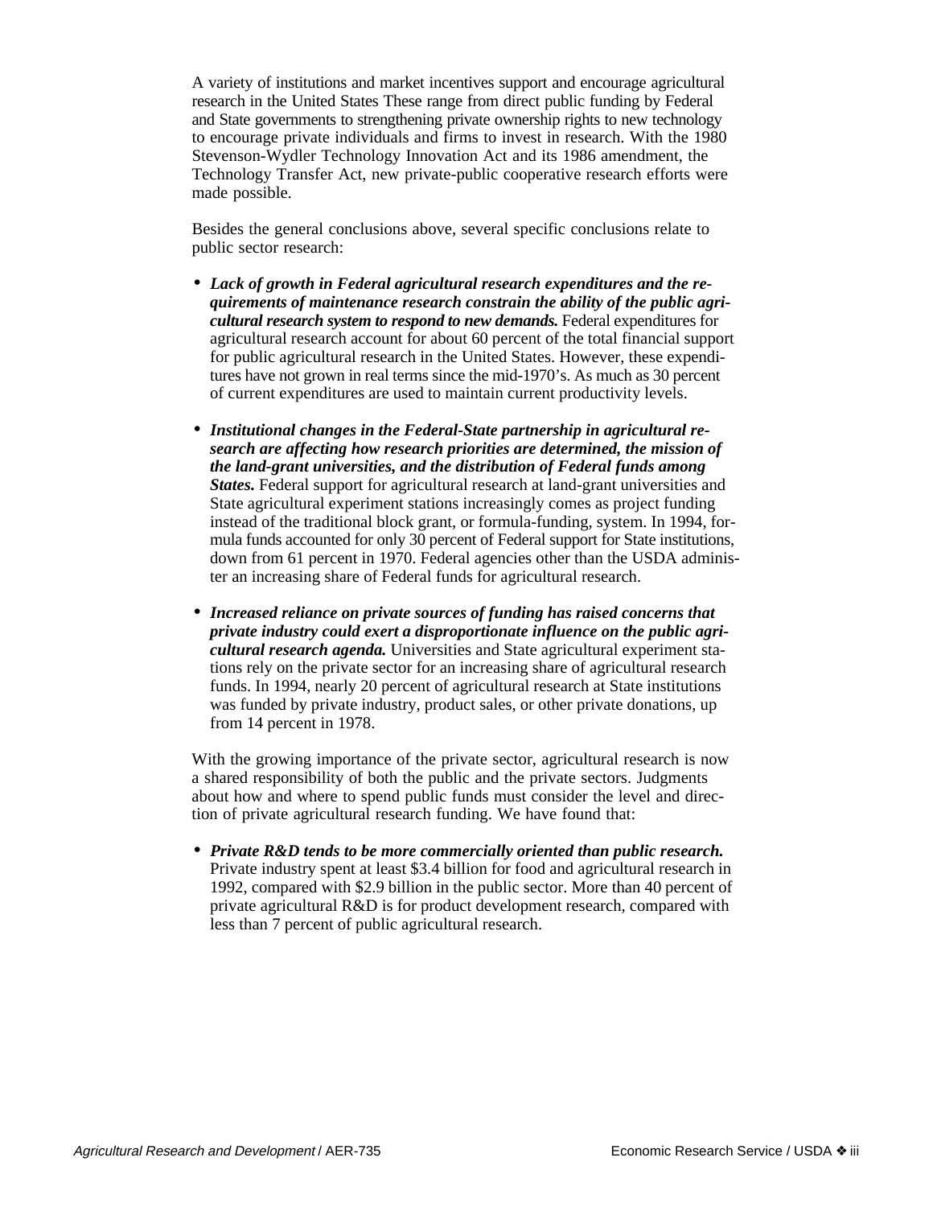A variety of institutions and market incentives support and encourage agricultural research in the United States These range from direct public funding by Federal and State governments to strengthening private ownership rights to new technology to encourage private individuals and firms to invest in research. With the 1980 Stevenson-Wydler Technology Innovation Act and its 1986 amendment, the Technology Transfer Act, new private-public cooperative research efforts were made possible.

Besides the general conclusions above, several specific conclusions relate to public sector research:

- ***Lack of growth in Federal agricultural research expenditures and the requirements of maintenance research constrain the ability of the public agricultural research system to respond to new demands.*** Federal expenditures for agricultural research account for about 60 percent of the total financial support for public agricultural research in the United States. However, these expenditures have not grown in real terms since the mid-1970's. As much as 30 percent of current expenditures are used to maintain current productivity levels.

- ***Institutional changes in the Federal-State partnership in agricultural research are affecting how research priorities are determined, the mission of the land-grant universities, and the distribution of Federal funds among States.*** Federal support for agricultural research at land-grant universities and State agricultural experiment stations increasingly comes as project funding instead of the traditional block grant, or formula-funding, system. In 1994, formula funds accounted for only 30 percent of Federal support for State institutions, down from 61 percent in 1970. Federal agencies other than the USDA administer an increasing share of Federal funds for agricultural research.

- ***Increased reliance on private sources of funding has raised concerns that private industry could exert a disproportionate influence on the public agricultural research agenda.*** Universities and State agricultural experiment stations rely on the private sector for an increasing share of agricultural research funds. In 1994, nearly 20 percent of agricultural research at State institutions was funded by private industry, product sales, or other private donations, up from 14 percent in 1978.

With the growing importance of the private sector, agricultural research is now a shared responsibility of both the public and the private sectors. Judgments about how and where to spend public funds must consider the level and direction of private agricultural research funding. We have found that:

- ***Private R&D tends to be more commercially oriented than public research.*** Private industry spent at least $3.4 billion for food and agricultural research in 1992, compared with $2.9 billion in the public sector. More than 40 percent of private agricultural R&D is for product development research, compared with less than 7 percent of public agricultural research.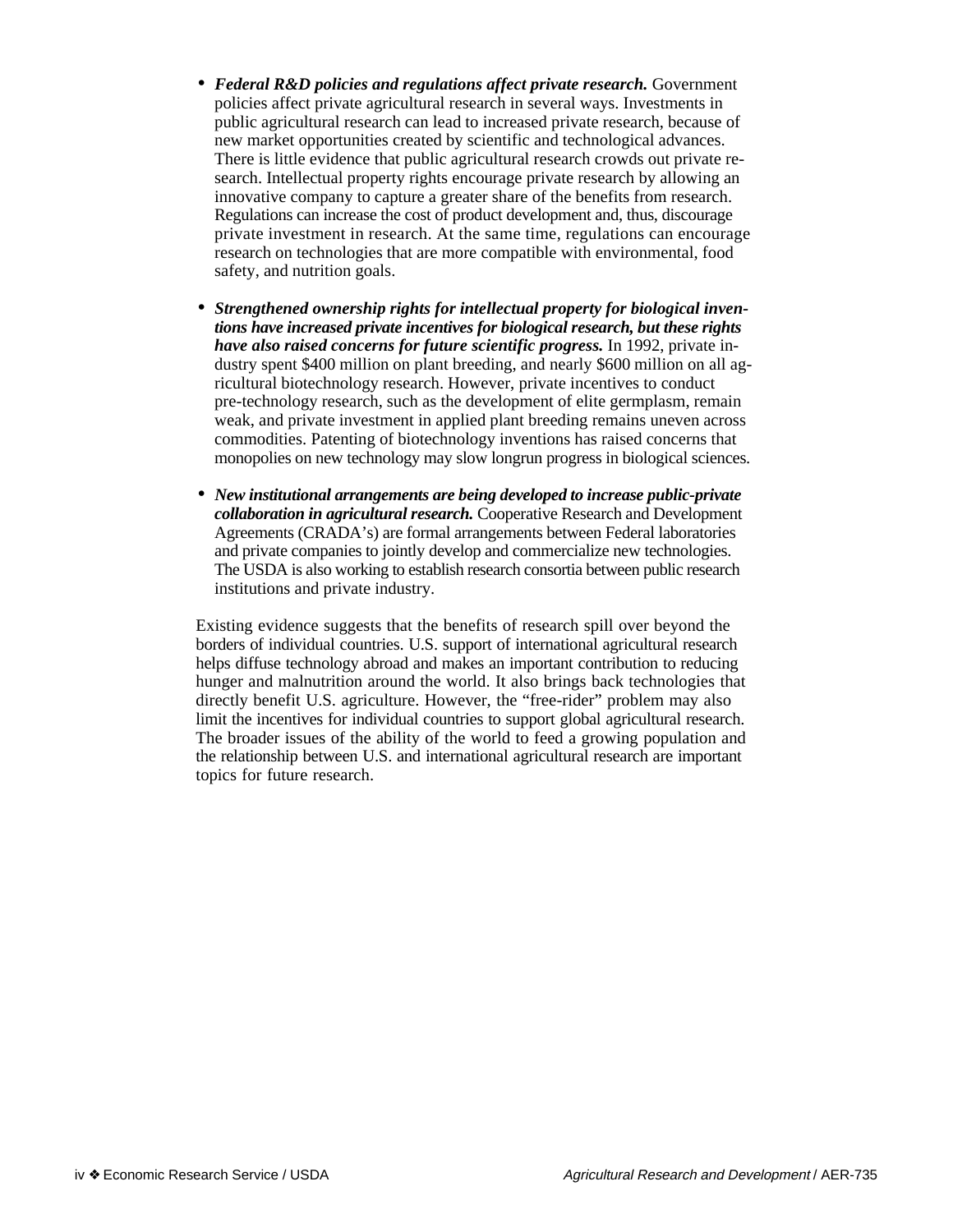- ***Federal R&D policies and regulations affect private research.*** Government policies affect private agricultural research in several ways. Investments in public agricultural research can lead to increased private research, because of new market opportunities created by scientific and technological advances. There is little evidence that public agricultural research crowds out private research. Intellectual property rights encourage private research by allowing an innovative company to capture a greater share of the benefits from research. Regulations can increase the cost of product development and, thus, discourage private investment in research. At the same time, regulations can encourage research on technologies that are more compatible with environmental, food safety, and nutrition goals.

- ***Strengthened ownership rights for intellectual property for biological inventions have increased private incentives for biological research, but these rights have also raised concerns for future scientific progress.*** In 1992, private industry spent $400 million on plant breeding, and nearly $600 million on all agricultural biotechnology research. However, private incentives to conduct pre-technology research, such as the development of elite germplasm, remain weak, and private investment in applied plant breeding remains uneven across commodities. Patenting of biotechnology inventions has raised concerns that monopolies on new technology may slow longrun progress in biological sciences.

- ***New institutional arrangements are being developed to increase public-private collaboration in agricultural research.*** Cooperative Research and Development Agreements (CRADA's) are formal arrangements between Federal laboratories and private companies to jointly develop and commercialize new technologies. The USDA is also working to establish research consortia between public research institutions and private industry.

Existing evidence suggests that the benefits of research spill over beyond the borders of individual countries. U.S. support of international agricultural research helps diffuse technology abroad and makes an important contribution to reducing hunger and malnutrition around the world. It also brings back technologies that directly benefit U.S. agriculture. However, the "free-rider" problem may also limit the incentives for individual countries to support global agricultural research. The broader issues of the ability of the world to feed a growing population and the relationship between U.S. and international agricultural research are important topics for future research.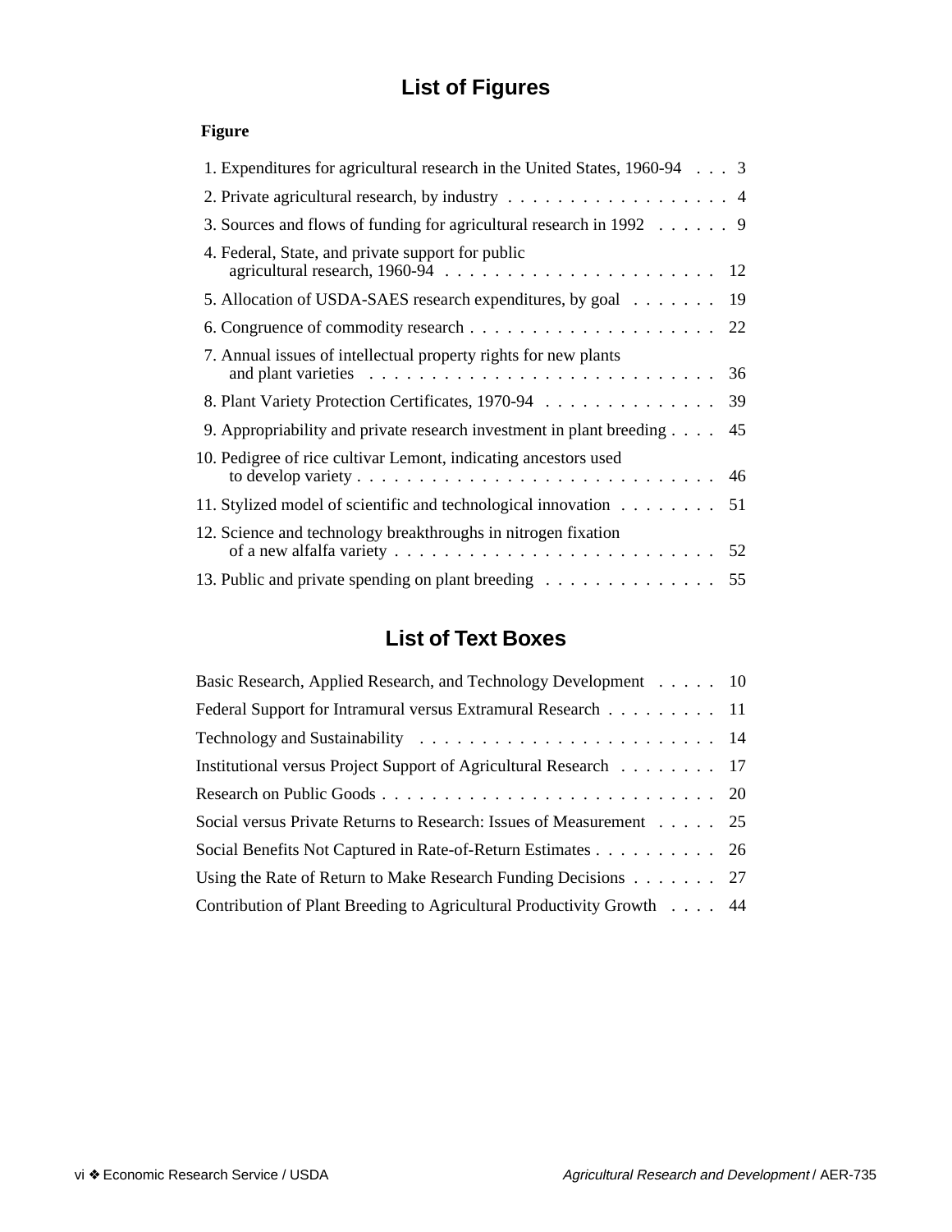## List of Figures

**Figure**

1. Expenditures for agricultural research in the United States, 1960-94 . . . 3
2. Private agricultural research, by industry . . . . . . . . . . . . . . . . . . 4
3. Sources and flows of funding for agricultural research in 1992 . . . . . . 9
4. Federal, State, and private support for public agricultural research, 1960-94 . . . . . . . . . . . . . . . . . . . . . . 12
5. Allocation of USDA-SAES research expenditures, by goal . . . . . . . 19
6. Congruence of commodity research . . . . . . . . . . . . . . . . . . . . 22
7. Annual issues of intellectual property rights for new plants and plant varieties . . . . . . . . . . . . . . . . . . . . . . . . . . 36
8. Plant Variety Protection Certificates, 1970-94 . . . . . . . . . . . . . . 39
9. Appropriability and private research investment in plant breeding . . . . 45
10. Pedigree of rice cultivar Lemont, indicating ancestors used to develop variety . . . . . . . . . . . . . . . . . . . . . . . . . . . . 46
11. Stylized model of scientific and technological innovation . . . . . . . . 51
12. Science and technology breakthroughs in nitrogen fixation of a new alfalfa variety . . . . . . . . . . . . . . . . . . . . . . . . . . 52
13. Public and private spending on plant breeding . . . . . . . . . . . . . . 55

## List of Text Boxes

Basic Research, Applied Research, and Technology Development . . . . . 10

Federal Support for Intramural versus Extramural Research . . . . . . . . . 11

Technology and Sustainability . . . . . . . . . . . . . . . . . . . . . . . 14

Institutional versus Project Support of Agricultural Research . . . . . . . . 17

Research on Public Goods . . . . . . . . . . . . . . . . . . . . . . . . . . 20

Social versus Private Returns to Research: Issues of Measurement . . . . . 25

Social Benefits Not Captured in Rate-of-Return Estimates . . . . . . . . . . 26

Using the Rate of Return to Make Research Funding Decisions . . . . . . . 27

Contribution of Plant Breeding to Agricultural Productivity Growth . . . . 44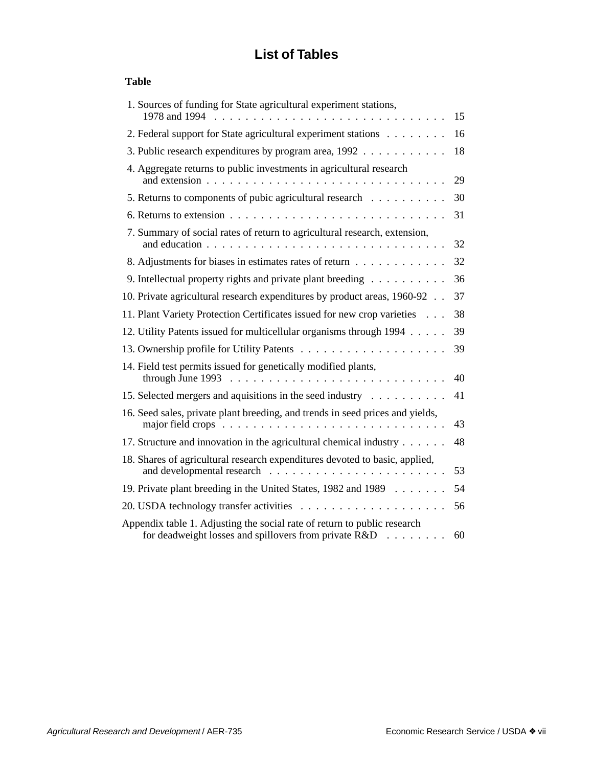# List of Tables

**Table**

1. Sources of funding for State agricultural experiment stations, 1978 and 1994 . . . . . . . . . . 15
2. Federal support for State agricultural experiment stations . . . . . . . . 16
3. Public research expenditures by program area, 1992 . . . . . . . . . . . 18
4. Aggregate returns to public investments in agricultural research and extension . . . . . . . . . . 29
5. Returns to components of pubic agricultural research . . . . . . . . . . 30
6. Returns to extension . . . . . . . . . . 31
7. Summary of social rates of return to agricultural research, extension, and education . . . . . . . . . . 32
8. Adjustments for biases in estimates rates of return . . . . . . . . . . . . 32
9. Intellectual property rights and private plant breeding . . . . . . . . . . 36
10. Private agricultural research expenditures by product areas, 1960-92 . . 37
11. Plant Variety Protection Certificates issued for new crop varieties . . . 38
12. Utility Patents issued for multicellular organisms through 1994 . . . . . 39
13. Ownership profile for Utility Patents . . . . . . . . . . 39
14. Field test permits issued for genetically modified plants, through June 1993 . . . . . . . . . . 40
15. Selected mergers and aquisitions in the seed industry . . . . . . . . . . 41
16. Seed sales, private plant breeding, and trends in seed prices and yields, major field crops . . . . . . . . . . 43
17. Structure and innovation in the agricultural chemical industry . . . . . . 48
18. Shares of agricultural research expenditures devoted to basic, applied, and developmental research . . . . . . . . . . 53
19. Private plant breeding in the United States, 1982 and 1989 . . . . . . . 54
20. USDA technology transfer activities . . . . . . . . . . 56

Appendix table 1. Adjusting the social rate of return to public research for deadweight losses and spillovers from private R&D . . . . . . . . 60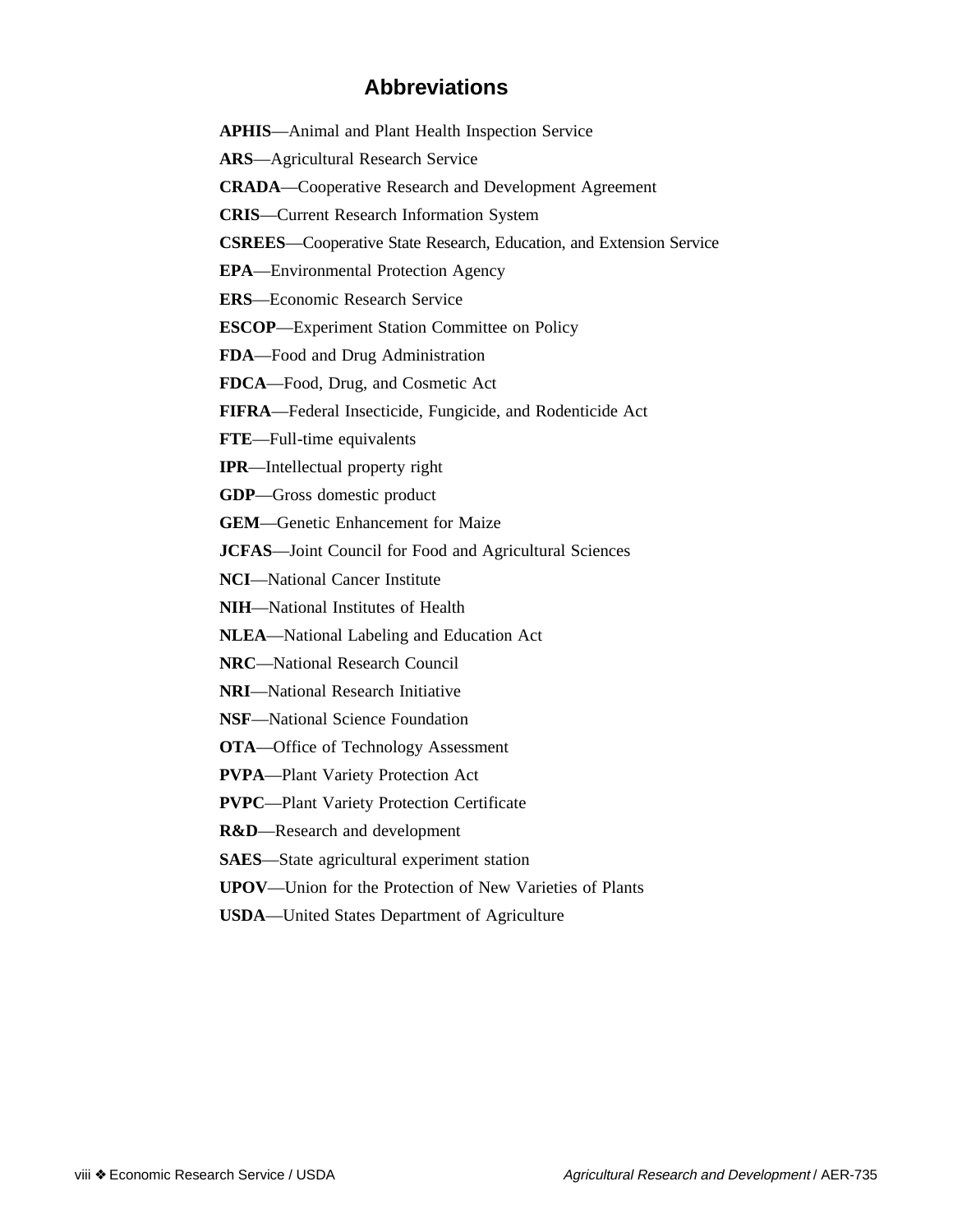# Abbreviations

**APHIS**—Animal and Plant Health Inspection Service

**ARS**—Agricultural Research Service

**CRADA**—Cooperative Research and Development Agreement

**CRIS**—Current Research Information System

**CSREES**—Cooperative State Research, Education, and Extension Service

**EPA**—Environmental Protection Agency

**ERS**—Economic Research Service

**ESCOP**—Experiment Station Committee on Policy

**FDA**—Food and Drug Administration

**FDCA**—Food, Drug, and Cosmetic Act

**FIFRA**—Federal Insecticide, Fungicide, and Rodenticide Act

**FTE**—Full-time equivalents

**IPR**—Intellectual property right

**GDP**—Gross domestic product

**GEM**—Genetic Enhancement for Maize

**JCFAS**—Joint Council for Food and Agricultural Sciences

**NCI**—National Cancer Institute

**NIH**—National Institutes of Health

**NLEA**—National Labeling and Education Act

**NRC**—National Research Council

**NRI**—National Research Initiative

**NSF**—National Science Foundation

**OTA**—Office of Technology Assessment

**PVPA**—Plant Variety Protection Act

**PVPC**—Plant Variety Protection Certificate

**R&D**—Research and development

**SAES**—State agricultural experiment station

**UPOV**—Union for the Protection of New Varieties of Plants

**USDA**—United States Department of Agriculture